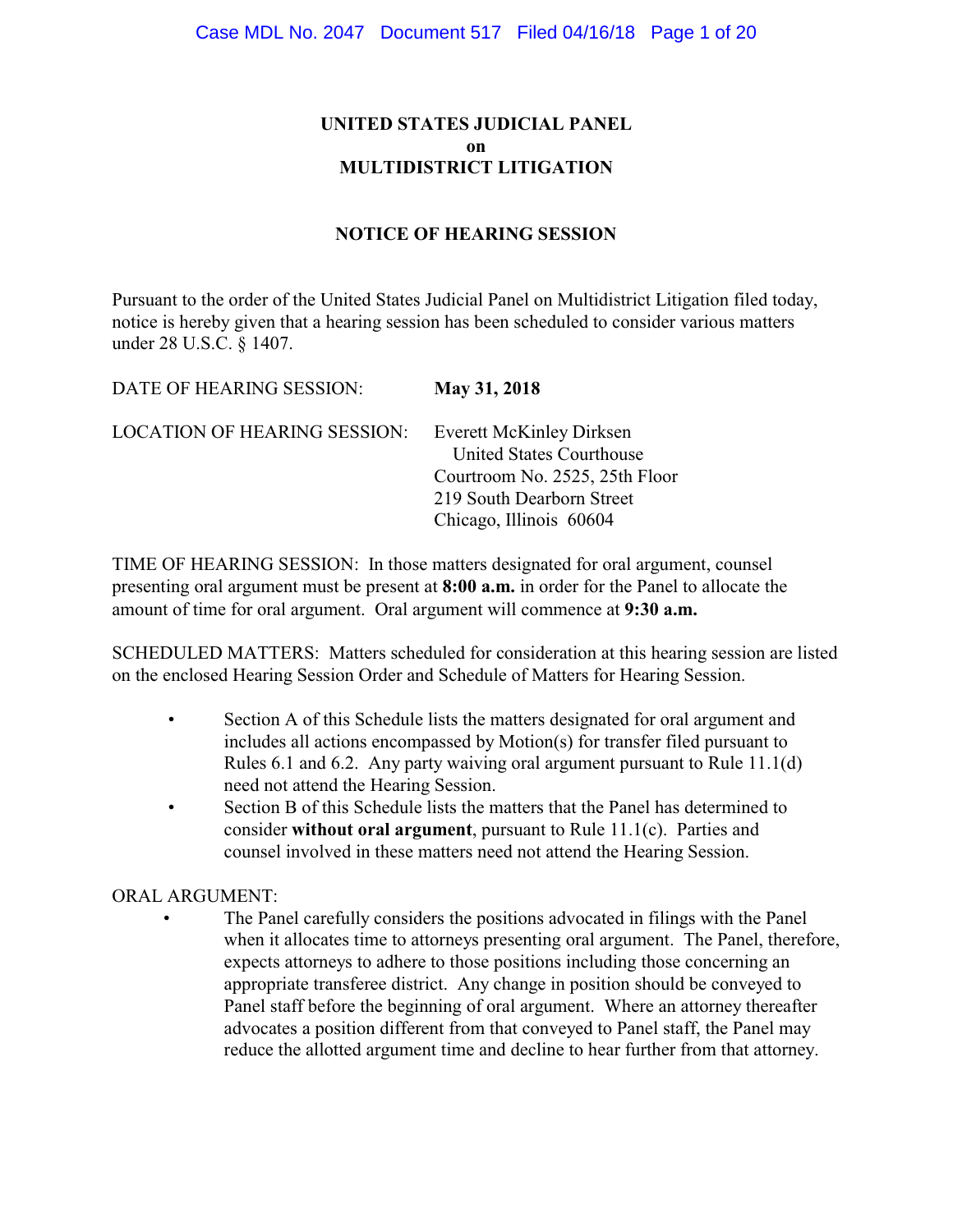**UNITED STATES JUDICIAL PANEL**
**on**
**MULTIDISTRICT LITIGATION**

**NOTICE OF HEARING SESSION**

Pursuant to the order of the United States Judicial Panel on Multidistrict Litigation filed today, notice is hereby given that a hearing session has been scheduled to consider various matters under 28 U.S.C. § 1407.

| | |
|---|---|
| DATE OF HEARING SESSION: | **May 31, 2018** |
| LOCATION OF HEARING SESSION: | Everett McKinley Dirksen United States Courthouse<br>Courtroom No. 2525, 25th Floor<br>219 South Dearborn Street<br>Chicago, Illinois 60604 |

TIME OF HEARING SESSION: In those matters designated for oral argument, counsel presenting oral argument must be present at **8:00 a.m.** in order for the Panel to allocate the amount of time for oral argument. Oral argument will commence at **9:30 a.m.**

SCHEDULED MATTERS: Matters scheduled for consideration at this hearing session are listed on the enclosed Hearing Session Order and Schedule of Matters for Hearing Session.

- Section A of this Schedule lists the matters designated for oral argument and includes all actions encompassed by Motion(s) for transfer filed pursuant to Rules 6.1 and 6.2. Any party waiving oral argument pursuant to Rule 11.1(d) need not attend the Hearing Session.
- Section B of this Schedule lists the matters that the Panel has determined to consider **without oral argument**, pursuant to Rule 11.1(c). Parties and counsel involved in these matters need not attend the Hearing Session.

ORAL ARGUMENT:

- The Panel carefully considers the positions advocated in filings with the Panel when it allocates time to attorneys presenting oral argument. The Panel, therefore, expects attorneys to adhere to those positions including those concerning an appropriate transferee district. Any change in position should be conveyed to Panel staff before the beginning of oral argument. Where an attorney thereafter advocates a position different from that conveyed to Panel staff, the Panel may reduce the allotted argument time and decline to hear further from that attorney.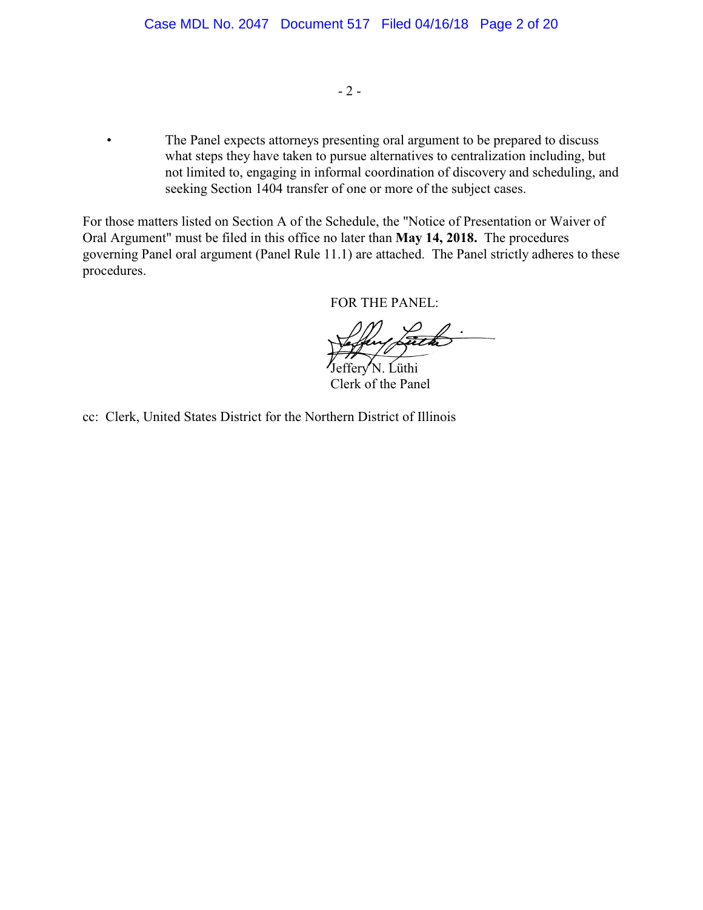- The Panel expects attorneys presenting oral argument to be prepared to discuss what steps they have taken to pursue alternatives to centralization including, but not limited to, engaging in informal coordination of discovery and scheduling, and seeking Section 1404 transfer of one or more of the subject cases.

For those matters listed on Section A of the Schedule, the "Notice of Presentation or Waiver of Oral Argument" must be filed in this office no later than **May 14, 2018.** The procedures governing Panel oral argument (Panel Rule 11.1) are attached. The Panel strictly adheres to these procedures.

FOR THE PANEL:

Jeffery N. Lüthi
Clerk of the Panel

cc: Clerk, United States District for the Northern District of Illinois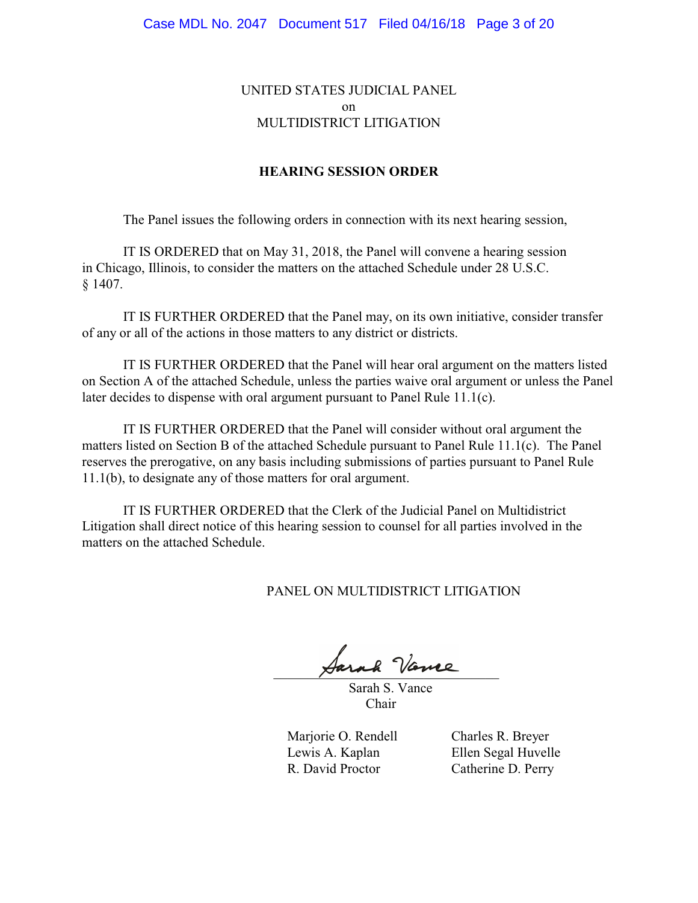UNITED STATES JUDICIAL PANEL
on
MULTIDISTRICT LITIGATION

**HEARING SESSION ORDER**

The Panel issues the following orders in connection with its next hearing session,

IT IS ORDERED that on May 31, 2018, the Panel will convene a hearing session in Chicago, Illinois, to consider the matters on the attached Schedule under 28 U.S.C. § 1407.

IT IS FURTHER ORDERED that the Panel may, on its own initiative, consider transfer of any or all of the actions in those matters to any district or districts.

IT IS FURTHER ORDERED that the Panel will hear oral argument on the matters listed on Section A of the attached Schedule, unless the parties waive oral argument or unless the Panel later decides to dispense with oral argument pursuant to Panel Rule 11.1(c).

IT IS FURTHER ORDERED that the Panel will consider without oral argument the matters listed on Section B of the attached Schedule pursuant to Panel Rule 11.1(c). The Panel reserves the prerogative, on any basis including submissions of parties pursuant to Panel Rule 11.1(b), to designate any of those matters for oral argument.

IT IS FURTHER ORDERED that the Clerk of the Judicial Panel on Multidistrict Litigation shall direct notice of this hearing session to counsel for all parties involved in the matters on the attached Schedule.

PANEL ON MULTIDISTRICT LITIGATION

Sarah Vance

Sarah S. Vance
Chair

Marjorie O. Rendell
Lewis A. Kaplan
R. David Proctor
Charles R. Breyer
Ellen Segal Huvelle
Catherine D. Perry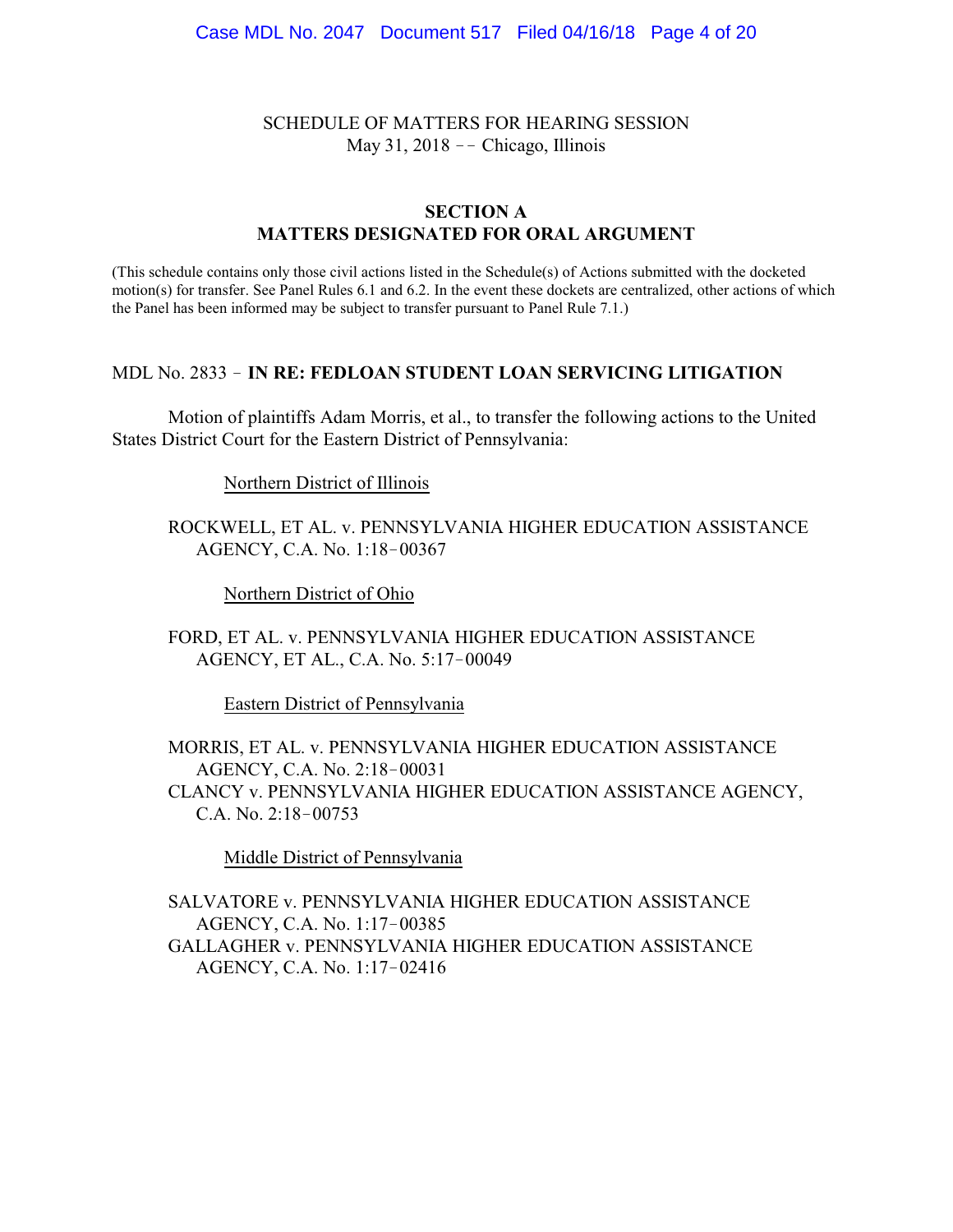SCHEDULE OF MATTERS FOR HEARING SESSION
May 31, 2018 -- Chicago, Illinois

## SECTION A
## MATTERS DESIGNATED FOR ORAL ARGUMENT

(This schedule contains only those civil actions listed in the Schedule(s) of Actions submitted with the docketed motion(s) for transfer. See Panel Rules 6.1 and 6.2. In the event these dockets are centralized, other actions of which the Panel has been informed may be subject to transfer pursuant to Panel Rule 7.1.)

MDL No. 2833 - **IN RE: FEDLOAN STUDENT LOAN SERVICING LITIGATION**

Motion of plaintiffs Adam Morris, et al., to transfer the following actions to the United States District Court for the Eastern District of Pennsylvania:

Northern District of Illinois

ROCKWELL, ET AL. v. PENNSYLVANIA HIGHER EDUCATION ASSISTANCE AGENCY, C.A. No. 1:18-00367

Northern District of Ohio

FORD, ET AL. v. PENNSYLVANIA HIGHER EDUCATION ASSISTANCE AGENCY, ET AL., C.A. No. 5:17-00049

Eastern District of Pennsylvania

MORRIS, ET AL. v. PENNSYLVANIA HIGHER EDUCATION ASSISTANCE AGENCY, C.A. No. 2:18-00031

CLANCY v. PENNSYLVANIA HIGHER EDUCATION ASSISTANCE AGENCY, C.A. No. 2:18-00753

Middle District of Pennsylvania

SALVATORE v. PENNSYLVANIA HIGHER EDUCATION ASSISTANCE AGENCY, C.A. No. 1:17-00385

GALLAGHER v. PENNSYLVANIA HIGHER EDUCATION ASSISTANCE AGENCY, C.A. No. 1:17-02416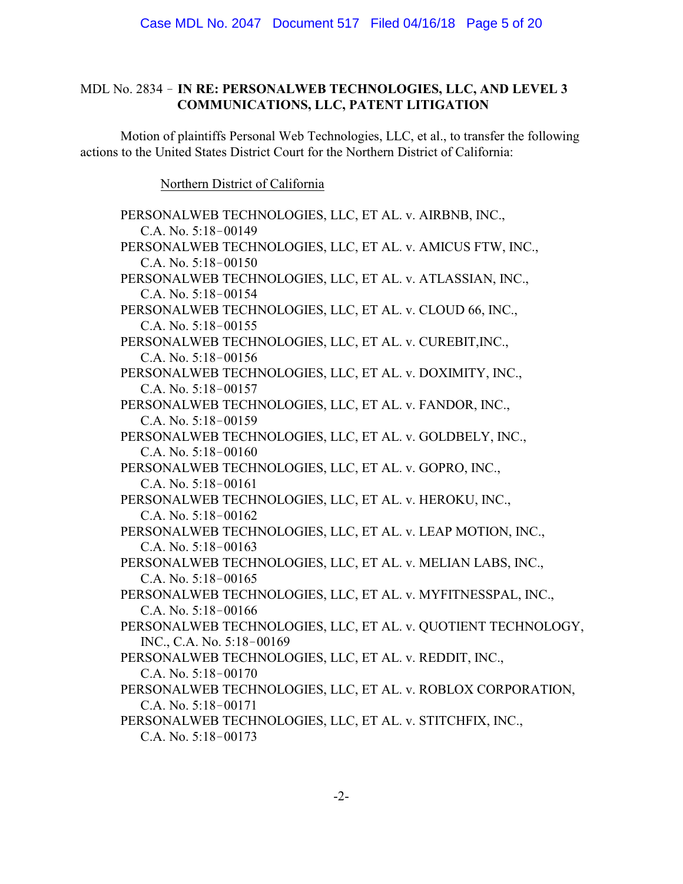MDL No. 2834 – **IN RE: PERSONALWEB TECHNOLOGIES, LLC, AND LEVEL 3 COMMUNICATIONS, LLC, PATENT LITIGATION**

Motion of plaintiffs Personal Web Technologies, LLC, et al., to transfer the following actions to the United States District Court for the Northern District of California:

Northern District of California

PERSONALWEB TECHNOLOGIES, LLC, ET AL. v. AIRBNB, INC., C.A. No. 5:18–00149

PERSONALWEB TECHNOLOGIES, LLC, ET AL. v. AMICUS FTW, INC., C.A. No. 5:18–00150

PERSONALWEB TECHNOLOGIES, LLC, ET AL. v. ATLASSIAN, INC., C.A. No. 5:18–00154

PERSONALWEB TECHNOLOGIES, LLC, ET AL. v. CLOUD 66, INC., C.A. No. 5:18–00155

PERSONALWEB TECHNOLOGIES, LLC, ET AL. v. CUREBIT,INC., C.A. No. 5:18–00156

PERSONALWEB TECHNOLOGIES, LLC, ET AL. v. DOXIMITY, INC., C.A. No. 5:18–00157

PERSONALWEB TECHNOLOGIES, LLC, ET AL. v. FANDOR, INC., C.A. No. 5:18–00159

PERSONALWEB TECHNOLOGIES, LLC, ET AL. v. GOLDBELY, INC., C.A. No. 5:18–00160

PERSONALWEB TECHNOLOGIES, LLC, ET AL. v. GOPRO, INC., C.A. No. 5:18–00161

PERSONALWEB TECHNOLOGIES, LLC, ET AL. v. HEROKU, INC., C.A. No. 5:18–00162

PERSONALWEB TECHNOLOGIES, LLC, ET AL. v. LEAP MOTION, INC., C.A. No. 5:18–00163

PERSONALWEB TECHNOLOGIES, LLC, ET AL. v. MELIAN LABS, INC., C.A. No. 5:18–00165

PERSONALWEB TECHNOLOGIES, LLC, ET AL. v. MYFITNESSPAL, INC., C.A. No. 5:18–00166

PERSONALWEB TECHNOLOGIES, LLC, ET AL. v. QUOTIENT TECHNOLOGY, INC., C.A. No. 5:18–00169

PERSONALWEB TECHNOLOGIES, LLC, ET AL. v. REDDIT, INC., C.A. No. 5:18–00170

PERSONALWEB TECHNOLOGIES, LLC, ET AL. v. ROBLOX CORPORATION, C.A. No. 5:18–00171

PERSONALWEB TECHNOLOGIES, LLC, ET AL. v. STITCHFIX, INC., C.A. No. 5:18–00173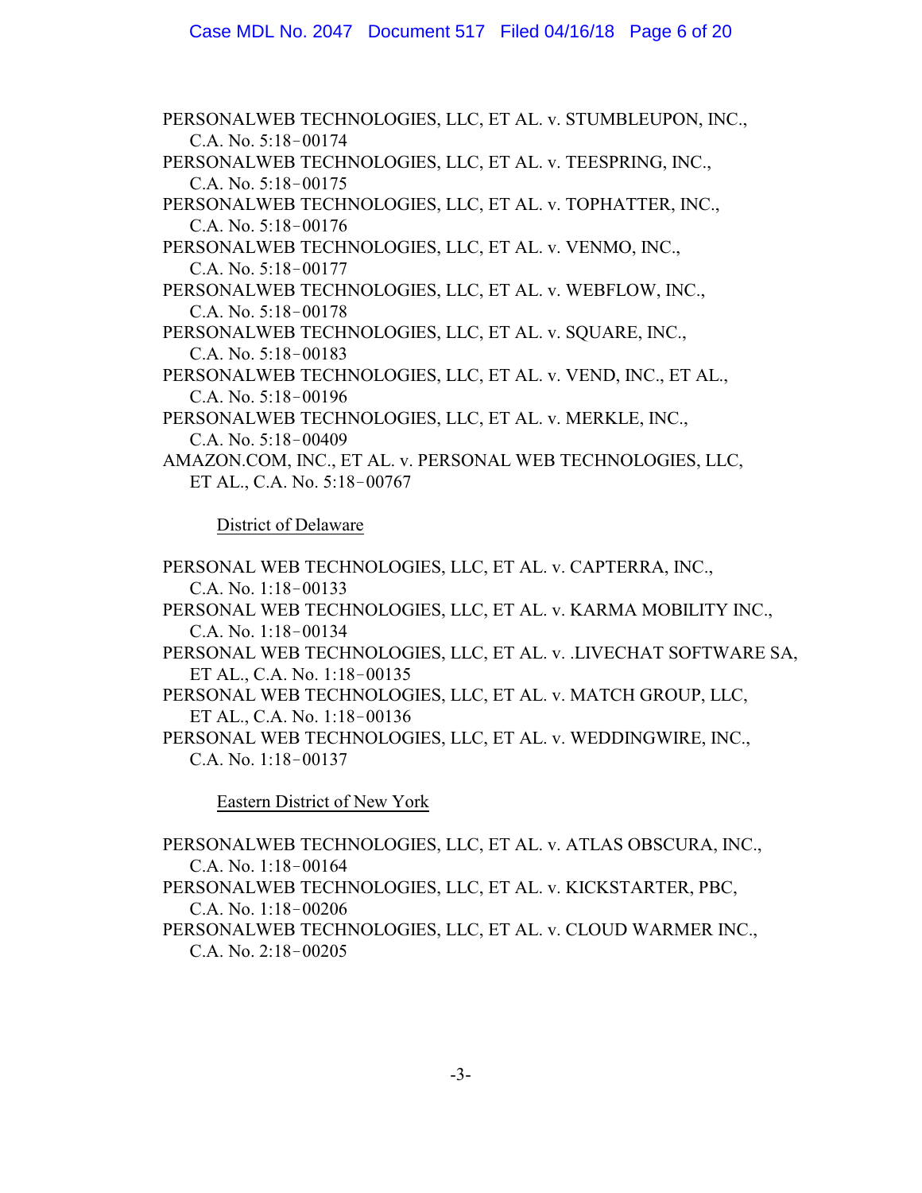PERSONALWEB TECHNOLOGIES, LLC, ET AL. v. STUMBLEUPON, INC., C.A. No. 5:18‑00174

PERSONALWEB TECHNOLOGIES, LLC, ET AL. v. TEESPRING, INC., C.A. No. 5:18‑00175

PERSONALWEB TECHNOLOGIES, LLC, ET AL. v. TOPHATTER, INC., C.A. No. 5:18‑00176

PERSONALWEB TECHNOLOGIES, LLC, ET AL. v. VENMO, INC., C.A. No. 5:18‑00177

PERSONALWEB TECHNOLOGIES, LLC, ET AL. v. WEBFLOW, INC., C.A. No. 5:18‑00178

PERSONALWEB TECHNOLOGIES, LLC, ET AL. v. SQUARE, INC., C.A. No. 5:18‑00183

PERSONALWEB TECHNOLOGIES, LLC, ET AL. v. VEND, INC., ET AL., C.A. No. 5:18‑00196

PERSONALWEB TECHNOLOGIES, LLC, ET AL. v. MERKLE, INC., C.A. No. 5:18‑00409

AMAZON.COM, INC., ET AL. v. PERSONAL WEB TECHNOLOGIES, LLC, ET AL., C.A. No. 5:18‑00767

District of Delaware

PERSONAL WEB TECHNOLOGIES, LLC, ET AL. v. CAPTERRA, INC., C.A. No. 1:18‑00133

PERSONAL WEB TECHNOLOGIES, LLC, ET AL. v. KARMA MOBILITY INC., C.A. No. 1:18‑00134

PERSONAL WEB TECHNOLOGIES, LLC, ET AL. v. .LIVECHAT SOFTWARE SA, ET AL., C.A. No. 1:18‑00135

PERSONAL WEB TECHNOLOGIES, LLC, ET AL. v. MATCH GROUP, LLC, ET AL., C.A. No. 1:18‑00136

PERSONAL WEB TECHNOLOGIES, LLC, ET AL. v. WEDDINGWIRE, INC., C.A. No. 1:18‑00137

Eastern District of New York

PERSONALWEB TECHNOLOGIES, LLC, ET AL. v. ATLAS OBSCURA, INC., C.A. No. 1:18‑00164

PERSONALWEB TECHNOLOGIES, LLC, ET AL. v. KICKSTARTER, PBC, C.A. No. 1:18‑00206

PERSONALWEB TECHNOLOGIES, LLC, ET AL. v. CLOUD WARMER INC., C.A. No. 2:18‑00205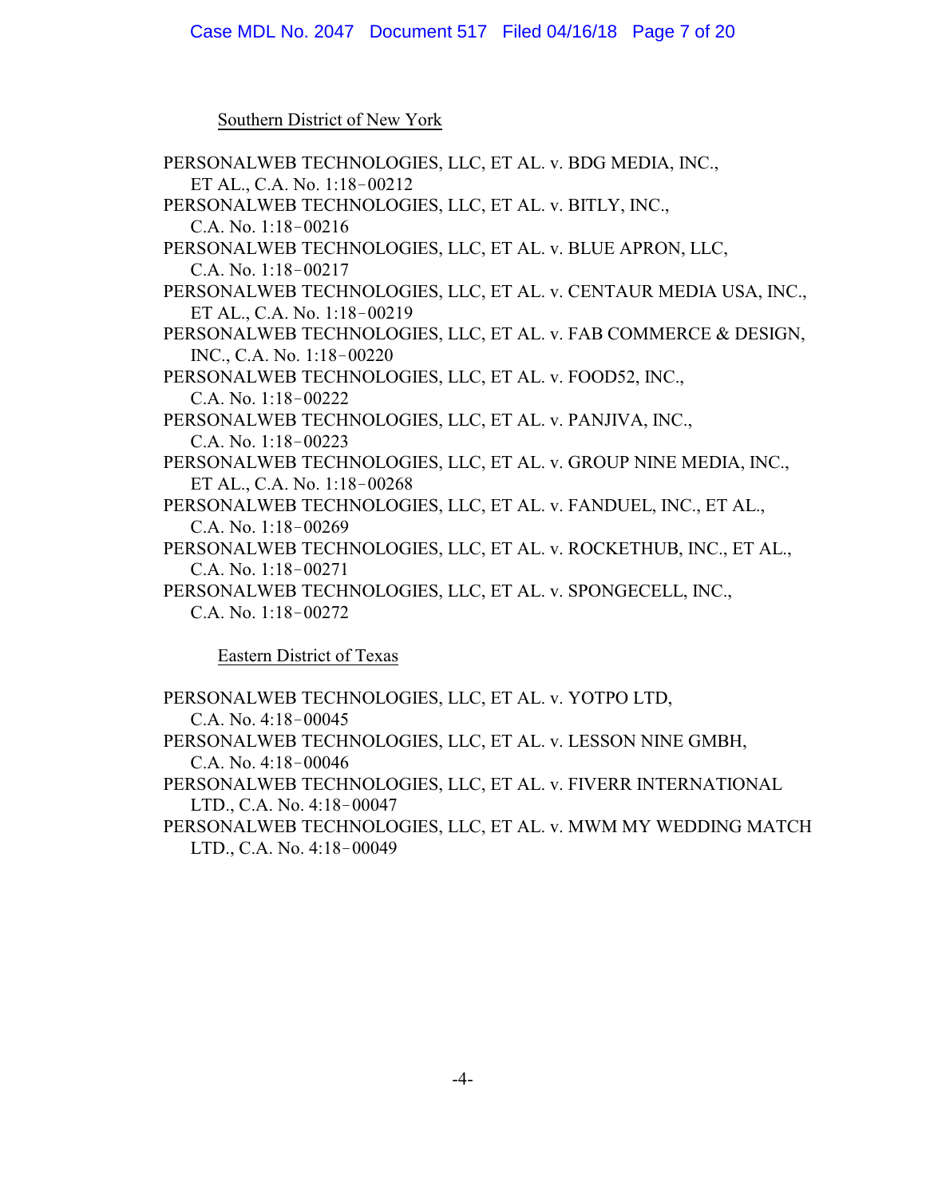Southern District of New York

PERSONALWEB TECHNOLOGIES, LLC, ET AL. v. BDG MEDIA, INC., ET AL., C.A. No. 1:18‑00212

PERSONALWEB TECHNOLOGIES, LLC, ET AL. v. BITLY, INC., C.A. No. 1:18‑00216

PERSONALWEB TECHNOLOGIES, LLC, ET AL. v. BLUE APRON, LLC, C.A. No. 1:18‑00217

PERSONALWEB TECHNOLOGIES, LLC, ET AL. v. CENTAUR MEDIA USA, INC., ET AL., C.A. No. 1:18‑00219

PERSONALWEB TECHNOLOGIES, LLC, ET AL. v. FAB COMMERCE & DESIGN, INC., C.A. No. 1:18‑00220

PERSONALWEB TECHNOLOGIES, LLC, ET AL. v. FOOD52, INC., C.A. No. 1:18‑00222

PERSONALWEB TECHNOLOGIES, LLC, ET AL. v. PANJIVA, INC., C.A. No. 1:18‑00223

PERSONALWEB TECHNOLOGIES, LLC, ET AL. v. GROUP NINE MEDIA, INC., ET AL., C.A. No. 1:18‑00268

PERSONALWEB TECHNOLOGIES, LLC, ET AL. v. FANDUEL, INC., ET AL., C.A. No. 1:18‑00269

PERSONALWEB TECHNOLOGIES, LLC, ET AL. v. ROCKETHUB, INC., ET AL., C.A. No. 1:18‑00271

PERSONALWEB TECHNOLOGIES, LLC, ET AL. v. SPONGECELL, INC., C.A. No. 1:18‑00272

Eastern District of Texas

PERSONALWEB TECHNOLOGIES, LLC, ET AL. v. YOTPO LTD, C.A. No. 4:18‑00045

PERSONALWEB TECHNOLOGIES, LLC, ET AL. v. LESSON NINE GMBH, C.A. No. 4:18‑00046

PERSONALWEB TECHNOLOGIES, LLC, ET AL. v. FIVERR INTERNATIONAL LTD., C.A. No. 4:18‑00047

PERSONALWEB TECHNOLOGIES, LLC, ET AL. v. MWM MY WEDDING MATCH LTD., C.A. No. 4:18‑00049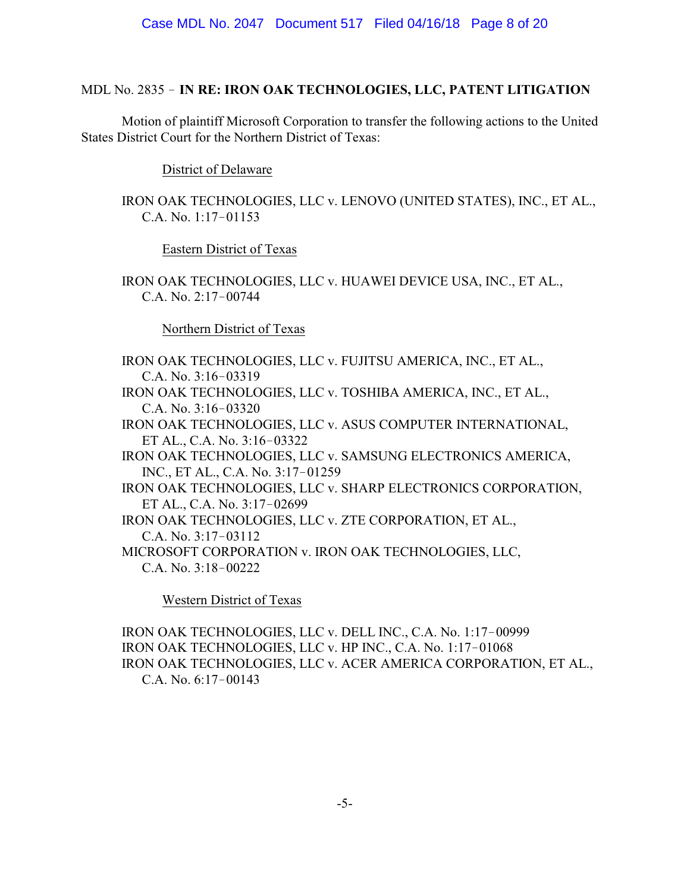MDL No. 2835 – **IN RE: IRON OAK TECHNOLOGIES, LLC, PATENT LITIGATION**

Motion of plaintiff Microsoft Corporation to transfer the following actions to the United States District Court for the Northern District of Texas:

District of Delaware

IRON OAK TECHNOLOGIES, LLC v. LENOVO (UNITED STATES), INC., ET AL., C.A. No. 1:17–01153

Eastern District of Texas

IRON OAK TECHNOLOGIES, LLC v. HUAWEI DEVICE USA, INC., ET AL., C.A. No. 2:17–00744

Northern District of Texas

IRON OAK TECHNOLOGIES, LLC v. FUJITSU AMERICA, INC., ET AL., C.A. No. 3:16–03319
IRON OAK TECHNOLOGIES, LLC v. TOSHIBA AMERICA, INC., ET AL., C.A. No. 3:16–03320
IRON OAK TECHNOLOGIES, LLC v. ASUS COMPUTER INTERNATIONAL, ET AL., C.A. No. 3:16–03322
IRON OAK TECHNOLOGIES, LLC v. SAMSUNG ELECTRONICS AMERICA, INC., ET AL., C.A. No. 3:17–01259
IRON OAK TECHNOLOGIES, LLC v. SHARP ELECTRONICS CORPORATION, ET AL., C.A. No. 3:17–02699
IRON OAK TECHNOLOGIES, LLC v. ZTE CORPORATION, ET AL., C.A. No. 3:17–03112
MICROSOFT CORPORATION v. IRON OAK TECHNOLOGIES, LLC, C.A. No. 3:18–00222

Western District of Texas

IRON OAK TECHNOLOGIES, LLC v. DELL INC., C.A. No. 1:17–00999
IRON OAK TECHNOLOGIES, LLC v. HP INC., C.A. No. 1:17–01068
IRON OAK TECHNOLOGIES, LLC v. ACER AMERICA CORPORATION, ET AL., C.A. No. 6:17–00143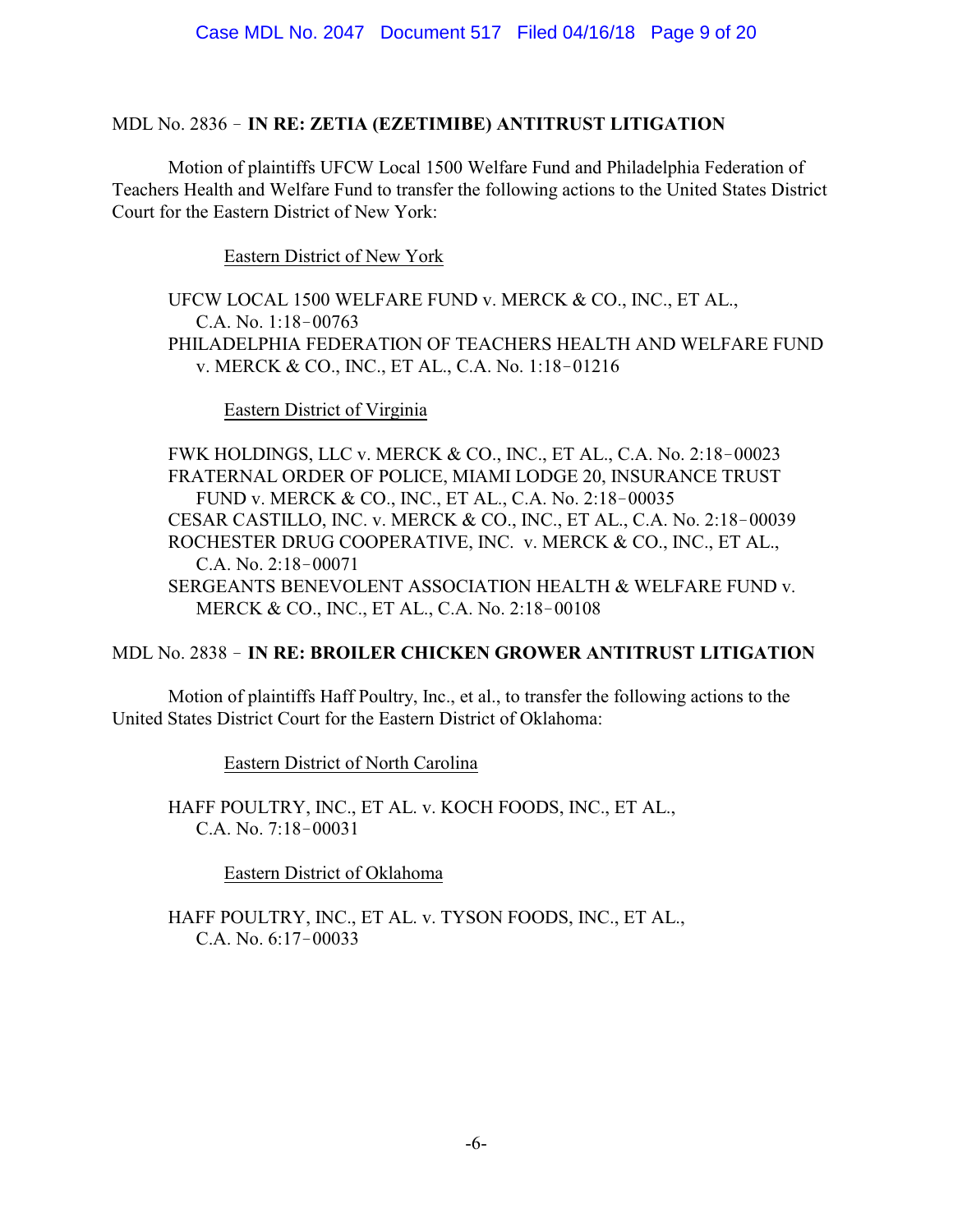MDL No. 2836 – **IN RE: ZETIA (EZETIMIBE) ANTITRUST LITIGATION**

Motion of plaintiffs UFCW Local 1500 Welfare Fund and Philadelphia Federation of Teachers Health and Welfare Fund to transfer the following actions to the United States District Court for the Eastern District of New York:

Eastern District of New York

UFCW LOCAL 1500 WELFARE FUND v. MERCK & CO., INC., ET AL., C.A. No. 1:18–00763
PHILADELPHIA FEDERATION OF TEACHERS HEALTH AND WELFARE FUND v. MERCK & CO., INC., ET AL., C.A. No. 1:18–01216

Eastern District of Virginia

FWK HOLDINGS, LLC v. MERCK & CO., INC., ET AL., C.A. No. 2:18–00023
FRATERNAL ORDER OF POLICE, MIAMI LODGE 20, INSURANCE TRUST FUND v. MERCK & CO., INC., ET AL., C.A. No. 2:18–00035
CESAR CASTILLO, INC. v. MERCK & CO., INC., ET AL., C.A. No. 2:18–00039
ROCHESTER DRUG COOPERATIVE, INC. v. MERCK & CO., INC., ET AL., C.A. No. 2:18–00071
SERGEANTS BENEVOLENT ASSOCIATION HEALTH & WELFARE FUND v. MERCK & CO., INC., ET AL., C.A. No. 2:18–00108

MDL No. 2838 – **IN RE: BROILER CHICKEN GROWER ANTITRUST LITIGATION**

Motion of plaintiffs Haff Poultry, Inc., et al., to transfer the following actions to the United States District Court for the Eastern District of Oklahoma:

Eastern District of North Carolina

HAFF POULTRY, INC., ET AL. v. KOCH FOODS, INC., ET AL., C.A. No. 7:18–00031

Eastern District of Oklahoma

HAFF POULTRY, INC., ET AL. v. TYSON FOODS, INC., ET AL., C.A. No. 6:17–00033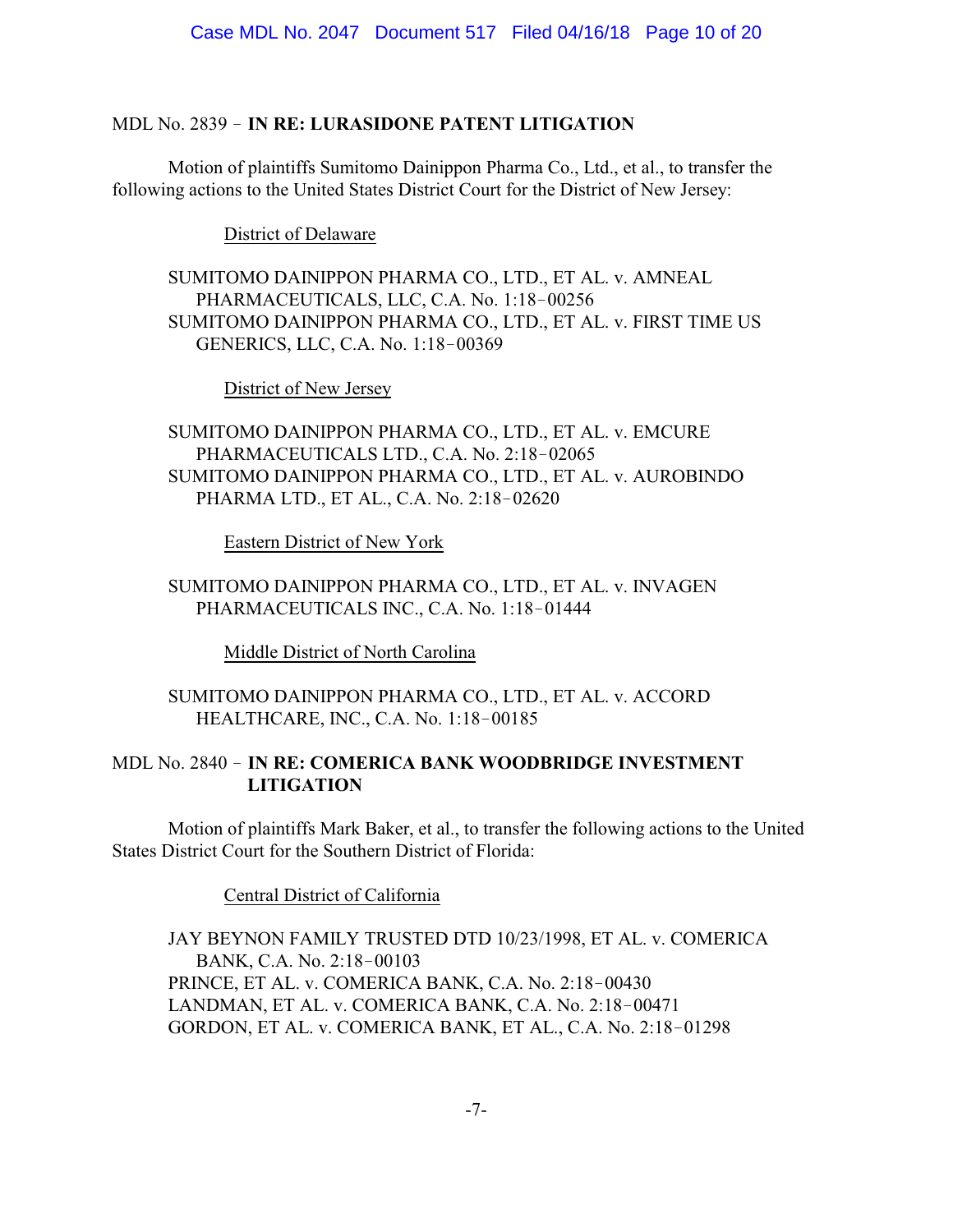MDL No. 2839 – **IN RE: LURASIDONE PATENT LITIGATION**

Motion of plaintiffs Sumitomo Dainippon Pharma Co., Ltd., et al., to transfer the following actions to the United States District Court for the District of New Jersey:

District of Delaware

SUMITOMO DAINIPPON PHARMA CO., LTD., ET AL. v. AMNEAL PHARMACEUTICALS, LLC, C.A. No. 1:18–00256
SUMITOMO DAINIPPON PHARMA CO., LTD., ET AL. v. FIRST TIME US GENERICS, LLC, C.A. No. 1:18–00369

District of New Jersey

SUMITOMO DAINIPPON PHARMA CO., LTD., ET AL. v. EMCURE PHARMACEUTICALS LTD., C.A. No. 2:18–02065
SUMITOMO DAINIPPON PHARMA CO., LTD., ET AL. v. AUROBINDO PHARMA LTD., ET AL., C.A. No. 2:18–02620

Eastern District of New York

SUMITOMO DAINIPPON PHARMA CO., LTD., ET AL. v. INVAGEN PHARMACEUTICALS INC., C.A. No. 1:18–01444

Middle District of North Carolina

SUMITOMO DAINIPPON PHARMA CO., LTD., ET AL. v. ACCORD HEALTHCARE, INC., C.A. No. 1:18–00185

MDL No. 2840 – **IN RE: COMERICA BANK WOODBRIDGE INVESTMENT LITIGATION**

Motion of plaintiffs Mark Baker, et al., to transfer the following actions to the United States District Court for the Southern District of Florida:

Central District of California

JAY BEYNON FAMILY TRUSTED DTD 10/23/1998, ET AL. v. COMERICA BANK, C.A. No. 2:18–00103
PRINCE, ET AL. v. COMERICA BANK, C.A. No. 2:18–00430
LANDMAN, ET AL. v. COMERICA BANK, C.A. No. 2:18–00471
GORDON, ET AL. v. COMERICA BANK, ET AL., C.A. No. 2:18–01298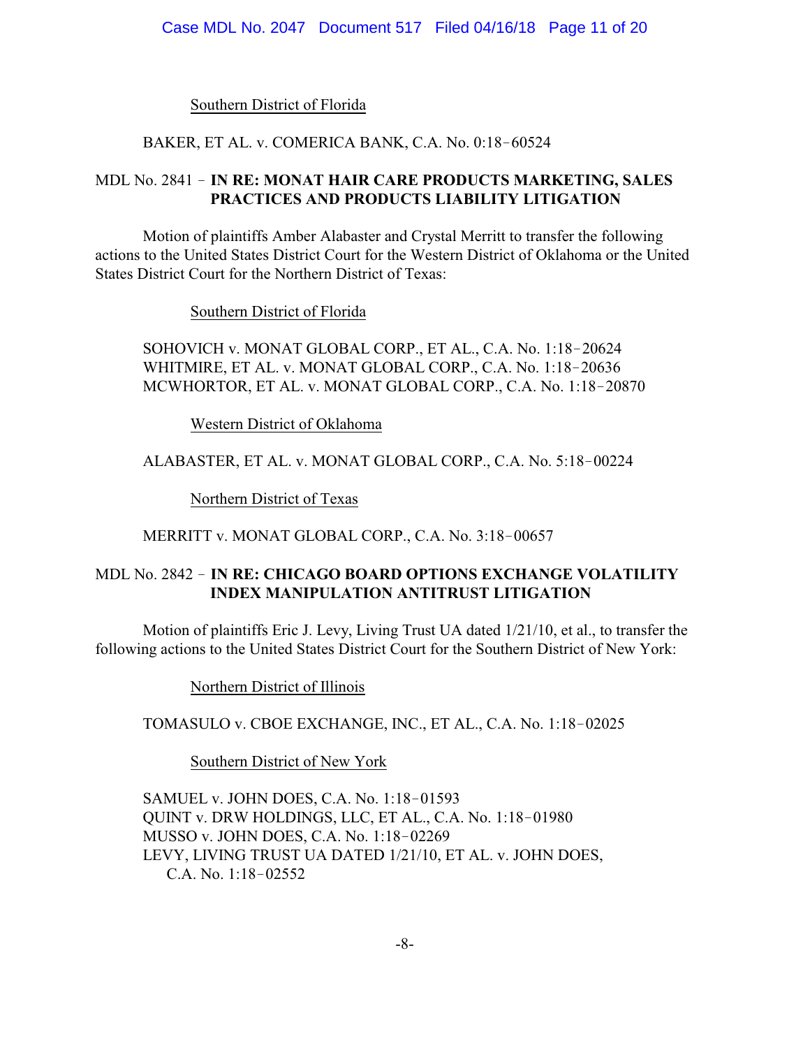Southern District of Florida

BAKER, ET AL. v. COMERICA BANK, C.A. No. 0:18‑60524

MDL No. 2841 ‑ **IN RE: MONAT HAIR CARE PRODUCTS MARKETING, SALES PRACTICES AND PRODUCTS LIABILITY LITIGATION**

Motion of plaintiffs Amber Alabaster and Crystal Merritt to transfer the following actions to the United States District Court for the Western District of Oklahoma or the United States District Court for the Northern District of Texas:

Southern District of Florida

SOHOVICH v. MONAT GLOBAL CORP., ET AL., C.A. No. 1:18‑20624
WHITMIRE, ET AL. v. MONAT GLOBAL CORP., C.A. No. 1:18‑20636
MCWHORTOR, ET AL. v. MONAT GLOBAL CORP., C.A. No. 1:18‑20870

Western District of Oklahoma

ALABASTER, ET AL. v. MONAT GLOBAL CORP., C.A. No. 5:18‑00224

Northern District of Texas

MERRITT v. MONAT GLOBAL CORP., C.A. No. 3:18‑00657

MDL No. 2842 ‑ **IN RE: CHICAGO BOARD OPTIONS EXCHANGE VOLATILITY INDEX MANIPULATION ANTITRUST LITIGATION**

Motion of plaintiffs Eric J. Levy, Living Trust UA dated 1/21/10, et al., to transfer the following actions to the United States District Court for the Southern District of New York:

Northern District of Illinois

TOMASULO v. CBOE EXCHANGE, INC., ET AL., C.A. No. 1:18‑02025

Southern District of New York

SAMUEL v. JOHN DOES, C.A. No. 1:18‑01593
QUINT v. DRW HOLDINGS, LLC, ET AL., C.A. No. 1:18‑01980
MUSSO v. JOHN DOES, C.A. No. 1:18‑02269
LEVY, LIVING TRUST UA DATED 1/21/10, ET AL. v. JOHN DOES, C.A. No. 1:18‑02552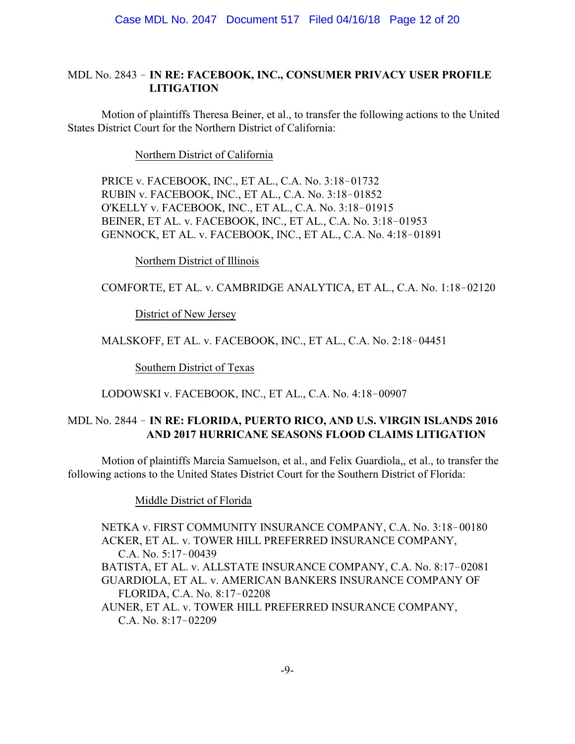MDL No. 2843 – **IN RE: FACEBOOK, INC., CONSUMER PRIVACY USER PROFILE LITIGATION**

Motion of plaintiffs Theresa Beiner, et al., to transfer the following actions to the United States District Court for the Northern District of California:

Northern District of California

PRICE v. FACEBOOK, INC., ET AL., C.A. No. 3:18–01732
RUBIN v. FACEBOOK, INC., ET AL., C.A. No. 3:18–01852
O'KELLY v. FACEBOOK, INC., ET AL., C.A. No. 3:18–01915
BEINER, ET AL. v. FACEBOOK, INC., ET AL., C.A. No. 3:18–01953
GENNOCK, ET AL. v. FACEBOOK, INC., ET AL., C.A. No. 4:18–01891

Northern District of Illinois

COMFORTE, ET AL. v. CAMBRIDGE ANALYTICA, ET AL., C.A. No. 1:18–02120

District of New Jersey

MALSKOFF, ET AL. v. FACEBOOK, INC., ET AL., C.A. No. 2:18–04451

Southern District of Texas

LODOWSKI v. FACEBOOK, INC., ET AL., C.A. No. 4:18–00907

MDL No. 2844 – **IN RE: FLORIDA, PUERTO RICO, AND U.S. VIRGIN ISLANDS 2016 AND 2017 HURRICANE SEASONS FLOOD CLAIMS LITIGATION**

Motion of plaintiffs Marcia Samuelson, et al., and Felix Guardiola,, et al., to transfer the following actions to the United States District Court for the Southern District of Florida:

Middle District of Florida

NETKA v. FIRST COMMUNITY INSURANCE COMPANY, C.A. No. 3:18–00180
ACKER, ET AL. v. TOWER HILL PREFERRED INSURANCE COMPANY, C.A. No. 5:17–00439
BATISTA, ET AL. v. ALLSTATE INSURANCE COMPANY, C.A. No. 8:17–02081
GUARDIOLA, ET AL. v. AMERICAN BANKERS INSURANCE COMPANY OF FLORIDA, C.A. No. 8:17–02208
AUNER, ET AL. v. TOWER HILL PREFERRED INSURANCE COMPANY, C.A. No. 8:17–02209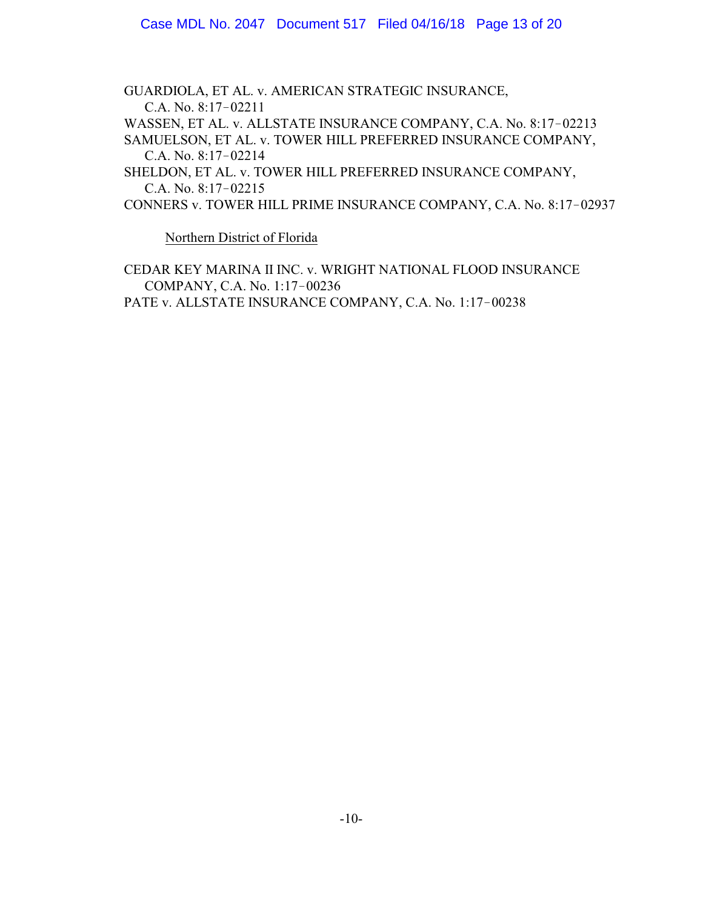GUARDIOLA, ET AL. v. AMERICAN STRATEGIC INSURANCE, C.A. No. 8:17‑02211

WASSEN, ET AL. v. ALLSTATE INSURANCE COMPANY, C.A. No. 8:17‑02213

SAMUELSON, ET AL. v. TOWER HILL PREFERRED INSURANCE COMPANY, C.A. No. 8:17‑02214

SHELDON, ET AL. v. TOWER HILL PREFERRED INSURANCE COMPANY, C.A. No. 8:17‑02215

CONNERS v. TOWER HILL PRIME INSURANCE COMPANY, C.A. No. 8:17‑02937

Northern District of Florida

CEDAR KEY MARINA II INC. v. WRIGHT NATIONAL FLOOD INSURANCE COMPANY, C.A. No. 1:17‑00236

PATE v. ALLSTATE INSURANCE COMPANY, C.A. No. 1:17‑00238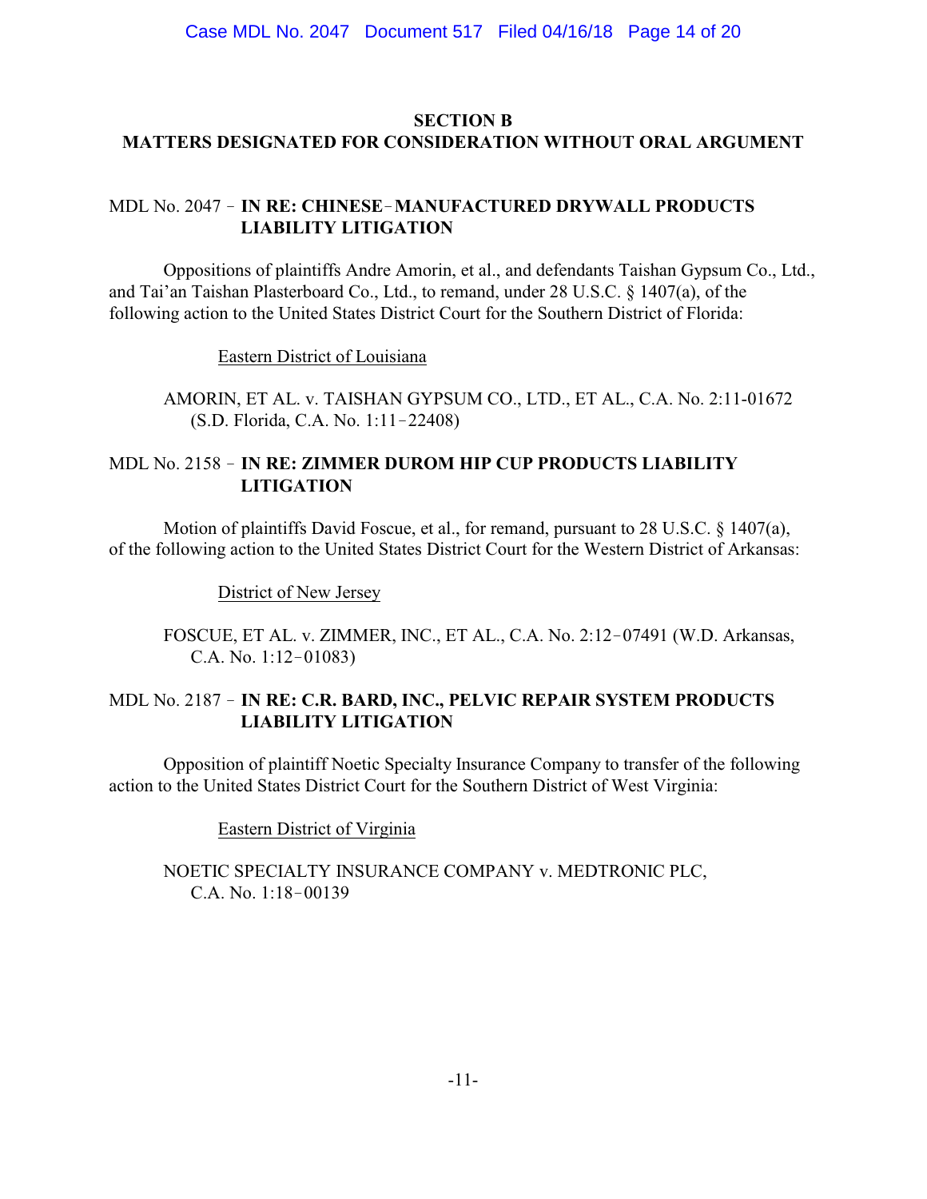## SECTION B
## MATTERS DESIGNATED FOR CONSIDERATION WITHOUT ORAL ARGUMENT

MDL No. 2047 – **IN RE: CHINESE–MANUFACTURED DRYWALL PRODUCTS LIABILITY LITIGATION**

Oppositions of plaintiffs Andre Amorin, et al., and defendants Taishan Gypsum Co., Ltd., and Tai'an Taishan Plasterboard Co., Ltd., to remand, under 28 U.S.C. § 1407(a), of the following action to the United States District Court for the Southern District of Florida:

Eastern District of Louisiana

AMORIN, ET AL. v. TAISHAN GYPSUM CO., LTD., ET AL., C.A. No. 2:11-01672 (S.D. Florida, C.A. No. 1:11–22408)

MDL No. 2158 – **IN RE: ZIMMER DUROM HIP CUP PRODUCTS LIABILITY LITIGATION**

Motion of plaintiffs David Foscue, et al., for remand, pursuant to 28 U.S.C. § 1407(a), of the following action to the United States District Court for the Western District of Arkansas:

District of New Jersey

FOSCUE, ET AL. v. ZIMMER, INC., ET AL., C.A. No. 2:12–07491 (W.D. Arkansas, C.A. No. 1:12–01083)

MDL No. 2187 – **IN RE: C.R. BARD, INC., PELVIC REPAIR SYSTEM PRODUCTS LIABILITY LITIGATION**

Opposition of plaintiff Noetic Specialty Insurance Company to transfer of the following action to the United States District Court for the Southern District of West Virginia:

Eastern District of Virginia

NOETIC SPECIALTY INSURANCE COMPANY v. MEDTRONIC PLC, C.A. No. 1:18–00139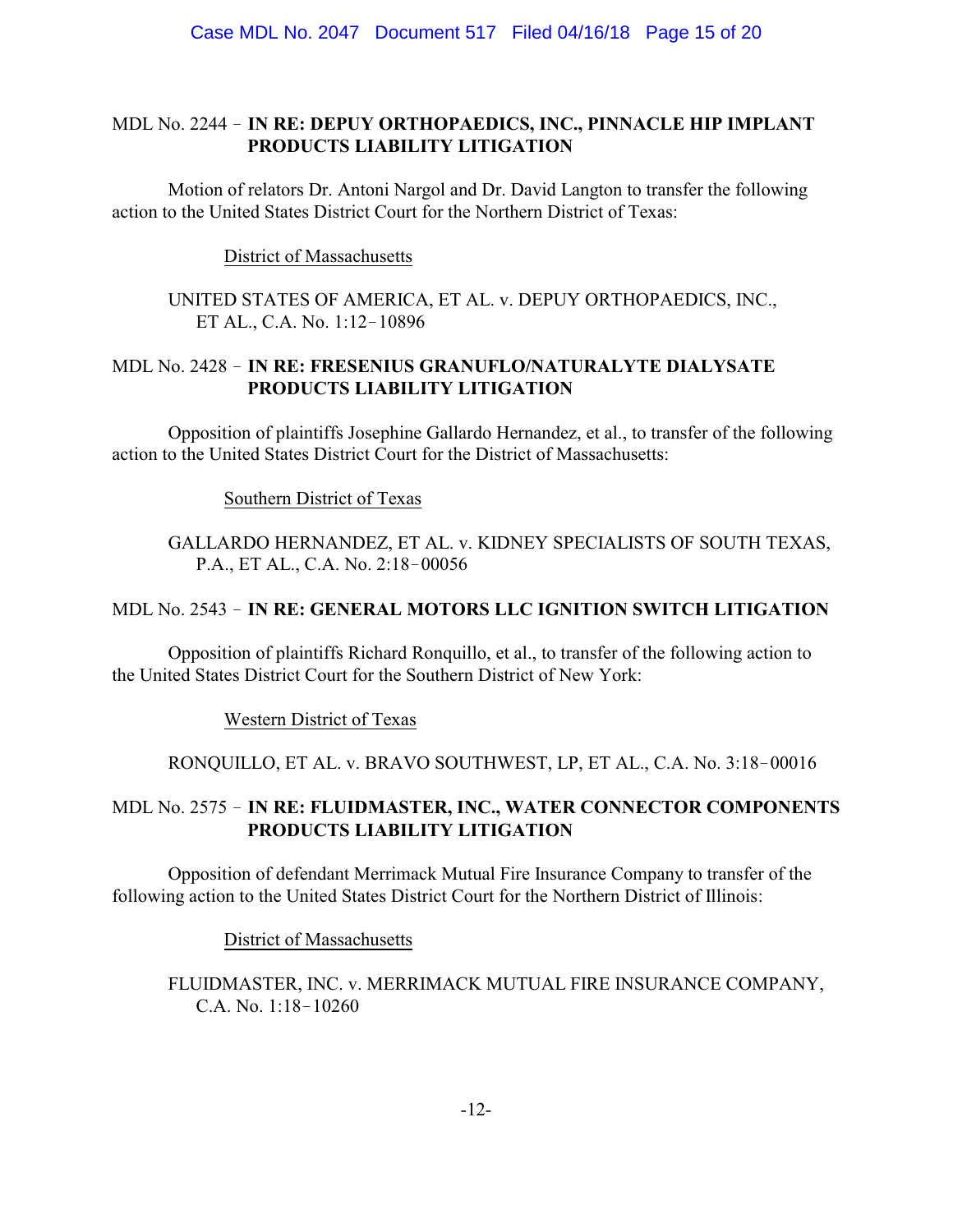MDL No. 2244 ‑ **IN RE: DEPUY ORTHOPAEDICS, INC., PINNACLE HIP IMPLANT PRODUCTS LIABILITY LITIGATION**

Motion of relators Dr. Antoni Nargol and Dr. David Langton to transfer the following action to the United States District Court for the Northern District of Texas:

District of Massachusetts

UNITED STATES OF AMERICA, ET AL. v. DEPUY ORTHOPAEDICS, INC., ET AL., C.A. No. 1:12‑10896

MDL No. 2428 ‑ **IN RE: FRESENIUS GRANUFLO/NATURALYTE DIALYSATE PRODUCTS LIABILITY LITIGATION**

Opposition of plaintiffs Josephine Gallardo Hernandez, et al., to transfer of the following action to the United States District Court for the District of Massachusetts:

Southern District of Texas

GALLARDO HERNANDEZ, ET AL. v. KIDNEY SPECIALISTS OF SOUTH TEXAS, P.A., ET AL., C.A. No. 2:18‑00056

MDL No. 2543 ‑ **IN RE: GENERAL MOTORS LLC IGNITION SWITCH LITIGATION**

Opposition of plaintiffs Richard Ronquillo, et al., to transfer of the following action to the United States District Court for the Southern District of New York:

Western District of Texas

RONQUILLO, ET AL. v. BRAVO SOUTHWEST, LP, ET AL., C.A. No. 3:18‑00016

MDL No. 2575 ‑ **IN RE: FLUIDMASTER, INC., WATER CONNECTOR COMPONENTS PRODUCTS LIABILITY LITIGATION**

Opposition of defendant Merrimack Mutual Fire Insurance Company to transfer of the following action to the United States District Court for the Northern District of Illinois:

District of Massachusetts

FLUIDMASTER, INC. v. MERRIMACK MUTUAL FIRE INSURANCE COMPANY, C.A. No. 1:18‑10260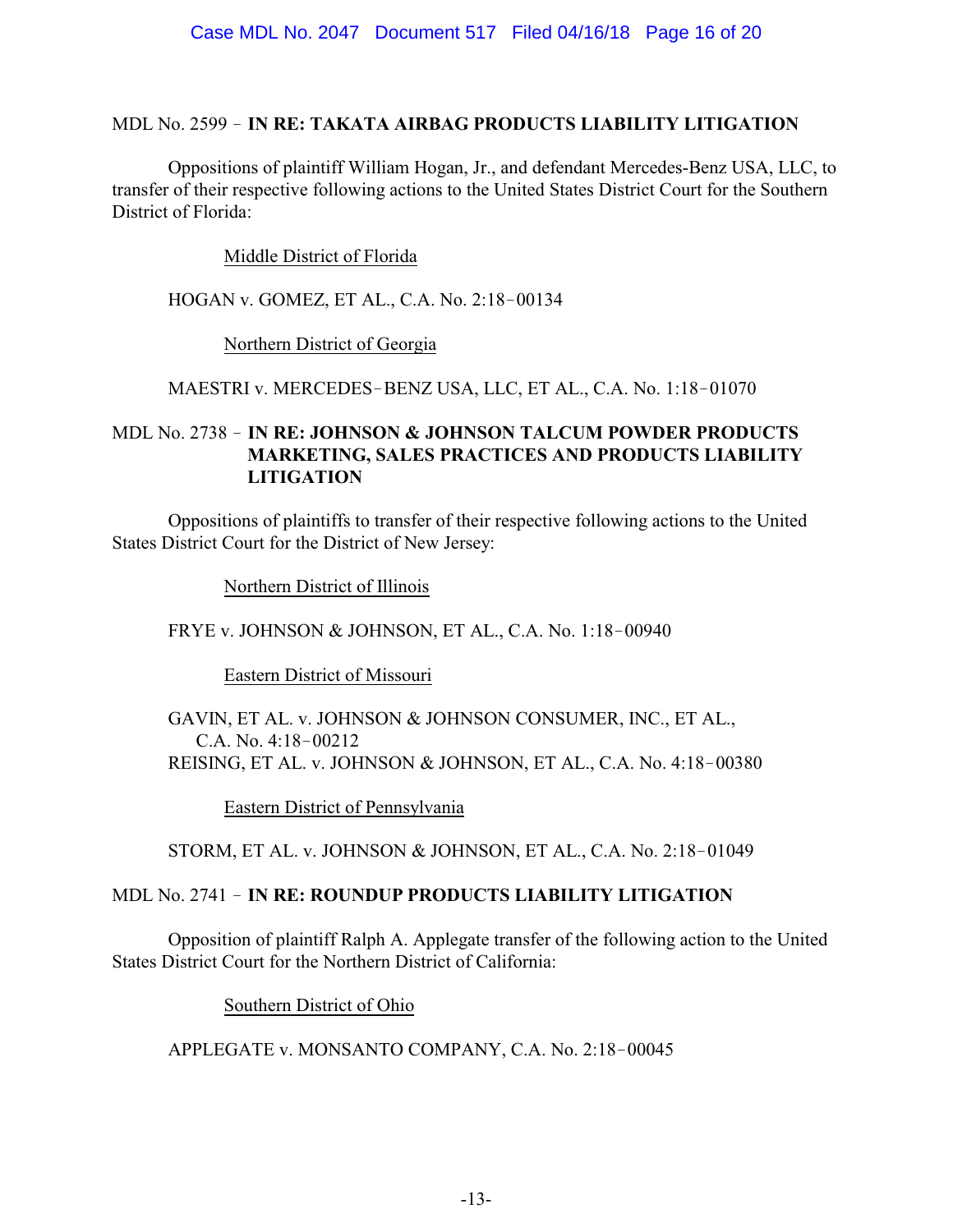MDL No. 2599 – **IN RE: TAKATA AIRBAG PRODUCTS LIABILITY LITIGATION**

Oppositions of plaintiff William Hogan, Jr., and defendant Mercedes-Benz USA, LLC, to transfer of their respective following actions to the United States District Court for the Southern District of Florida:

Middle District of Florida

HOGAN v. GOMEZ, ET AL., C.A. No. 2:18–00134

Northern District of Georgia

MAESTRI v. MERCEDES–BENZ USA, LLC, ET AL., C.A. No. 1:18–01070

MDL No. 2738 – **IN RE: JOHNSON & JOHNSON TALCUM POWDER PRODUCTS MARKETING, SALES PRACTICES AND PRODUCTS LIABILITY LITIGATION**

Oppositions of plaintiffs to transfer of their respective following actions to the United States District Court for the District of New Jersey:

Northern District of Illinois

FRYE v. JOHNSON & JOHNSON, ET AL., C.A. No. 1:18–00940

Eastern District of Missouri

GAVIN, ET AL. v. JOHNSON & JOHNSON CONSUMER, INC., ET AL., C.A. No. 4:18–00212

REISING, ET AL. v. JOHNSON & JOHNSON, ET AL., C.A. No. 4:18–00380

Eastern District of Pennsylvania

STORM, ET AL. v. JOHNSON & JOHNSON, ET AL., C.A. No. 2:18–01049

MDL No. 2741 – **IN RE: ROUNDUP PRODUCTS LIABILITY LITIGATION**

Opposition of plaintiff Ralph A. Applegate transfer of the following action to the United States District Court for the Northern District of California:

Southern District of Ohio

APPLEGATE v. MONSANTO COMPANY, C.A. No. 2:18–00045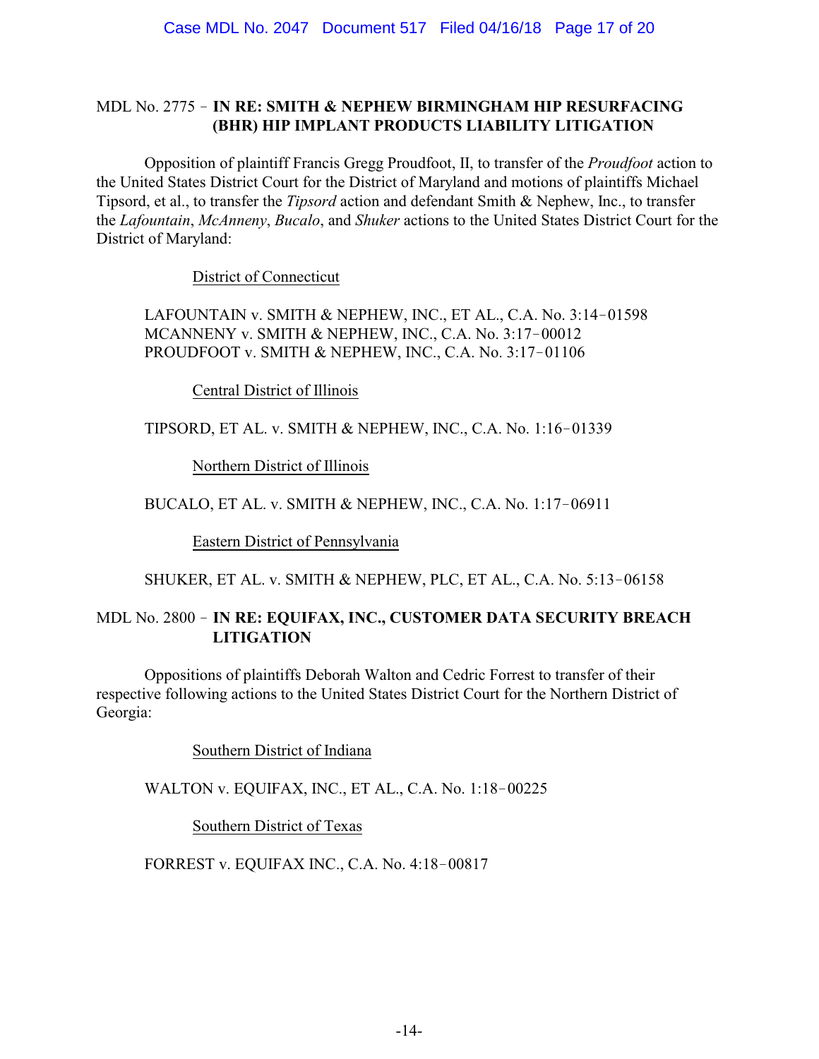MDL No. 2775 – **IN RE: SMITH & NEPHEW BIRMINGHAM HIP RESURFACING (BHR) HIP IMPLANT PRODUCTS LIABILITY LITIGATION**

Opposition of plaintiff Francis Gregg Proudfoot, II, to transfer of the *Proudfoot* action to the United States District Court for the District of Maryland and motions of plaintiffs Michael Tipsord, et al., to transfer the *Tipsord* action and defendant Smith & Nephew, Inc., to transfer the *Lafountain*, *McAnneny*, *Bucalo*, and *Shuker* actions to the United States District Court for the District of Maryland:

District of Connecticut

LAFOUNTAIN v. SMITH & NEPHEW, INC., ET AL., C.A. No. 3:14–01598
MCANNENY v. SMITH & NEPHEW, INC., C.A. No. 3:17–00012
PROUDFOOT v. SMITH & NEPHEW, INC., C.A. No. 3:17–01106

Central District of Illinois

TIPSORD, ET AL. v. SMITH & NEPHEW, INC., C.A. No. 1:16–01339

Northern District of Illinois

BUCALO, ET AL. v. SMITH & NEPHEW, INC., C.A. No. 1:17–06911

Eastern District of Pennsylvania

SHUKER, ET AL. v. SMITH & NEPHEW, PLC, ET AL., C.A. No. 5:13–06158

MDL No. 2800 – **IN RE: EQUIFAX, INC., CUSTOMER DATA SECURITY BREACH LITIGATION**

Oppositions of plaintiffs Deborah Walton and Cedric Forrest to transfer of their respective following actions to the United States District Court for the Northern District of Georgia:

Southern District of Indiana

WALTON v. EQUIFAX, INC., ET AL., C.A. No. 1:18–00225

Southern District of Texas

FORREST v. EQUIFAX INC., C.A. No. 4:18–00817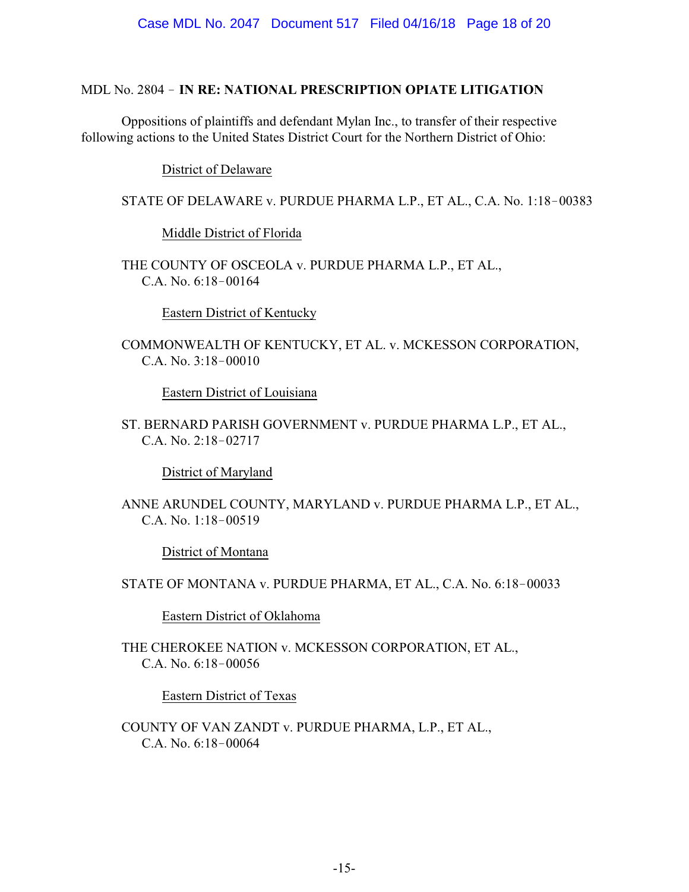MDL No. 2804 – **IN RE: NATIONAL PRESCRIPTION OPIATE LITIGATION**

Oppositions of plaintiffs and defendant Mylan Inc., to transfer of their respective following actions to the United States District Court for the Northern District of Ohio:

District of Delaware

STATE OF DELAWARE v. PURDUE PHARMA L.P., ET AL., C.A. No. 1:18–00383

Middle District of Florida

THE COUNTY OF OSCEOLA v. PURDUE PHARMA L.P., ET AL., C.A. No. 6:18–00164

Eastern District of Kentucky

COMMONWEALTH OF KENTUCKY, ET AL. v. MCKESSON CORPORATION, C.A. No. 3:18–00010

Eastern District of Louisiana

ST. BERNARD PARISH GOVERNMENT v. PURDUE PHARMA L.P., ET AL., C.A. No. 2:18–02717

District of Maryland

ANNE ARUNDEL COUNTY, MARYLAND v. PURDUE PHARMA L.P., ET AL., C.A. No. 1:18–00519

District of Montana

STATE OF MONTANA v. PURDUE PHARMA, ET AL., C.A. No. 6:18–00033

Eastern District of Oklahoma

THE CHEROKEE NATION v. MCKESSON CORPORATION, ET AL., C.A. No. 6:18–00056

Eastern District of Texas

COUNTY OF VAN ZANDT v. PURDUE PHARMA, L.P., ET AL., C.A. No. 6:18–00064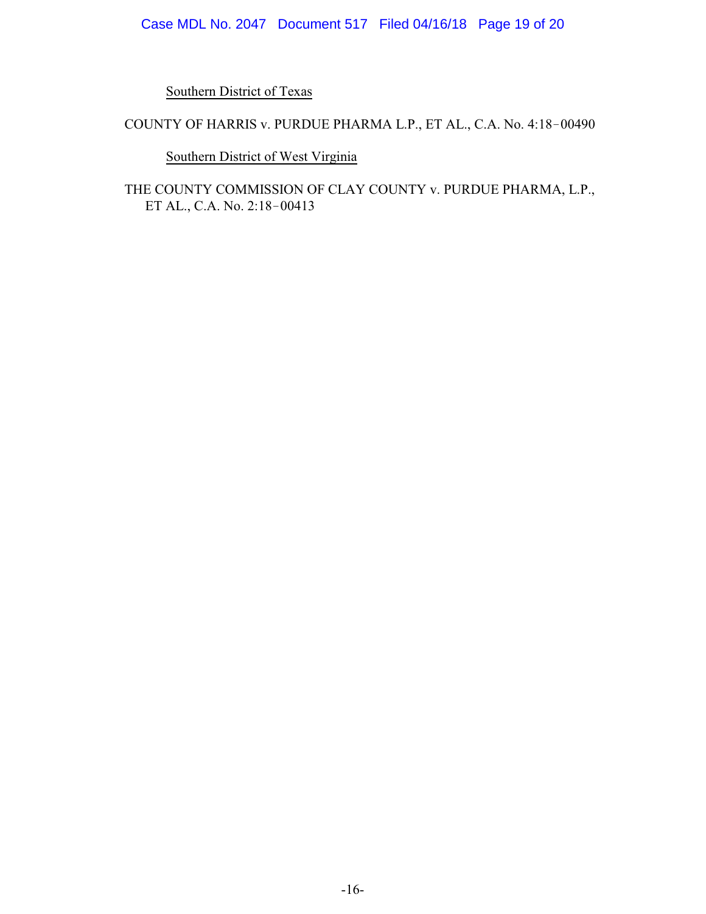Southern District of Texas

COUNTY OF HARRIS v. PURDUE PHARMA L.P., ET AL., C.A. No. 4:18‑00490

Southern District of West Virginia

THE COUNTY COMMISSION OF CLAY COUNTY v. PURDUE PHARMA, L.P., ET AL., C.A. No. 2:18‑00413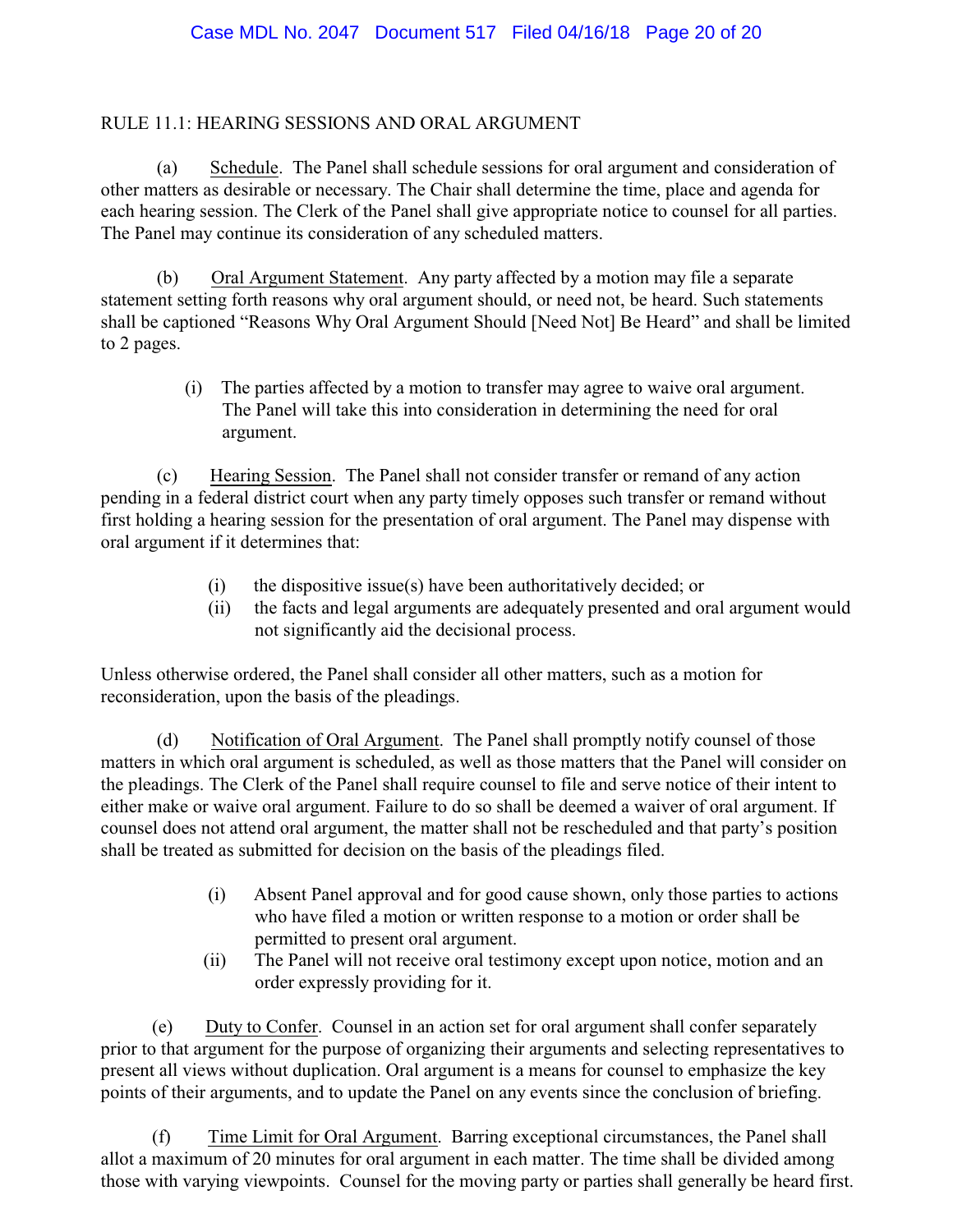RULE 11.1: HEARING SESSIONS AND ORAL ARGUMENT

(a) Schedule. The Panel shall schedule sessions for oral argument and consideration of other matters as desirable or necessary. The Chair shall determine the time, place and agenda for each hearing session. The Clerk of the Panel shall give appropriate notice to counsel for all parties. The Panel may continue its consideration of any scheduled matters.

(b) Oral Argument Statement. Any party affected by a motion may file a separate statement setting forth reasons why oral argument should, or need not, be heard. Such statements shall be captioned "Reasons Why Oral Argument Should [Need Not] Be Heard" and shall be limited to 2 pages.

> (i) The parties affected by a motion to transfer may agree to waive oral argument. The Panel will take this into consideration in determining the need for oral argument.

(c) Hearing Session. The Panel shall not consider transfer or remand of any action pending in a federal district court when any party timely opposes such transfer or remand without first holding a hearing session for the presentation of oral argument. The Panel may dispense with oral argument if it determines that:

> (i) the dispositive issue(s) have been authoritatively decided; or
> (ii) the facts and legal arguments are adequately presented and oral argument would not significantly aid the decisional process.

Unless otherwise ordered, the Panel shall consider all other matters, such as a motion for reconsideration, upon the basis of the pleadings.

(d) Notification of Oral Argument. The Panel shall promptly notify counsel of those matters in which oral argument is scheduled, as well as those matters that the Panel will consider on the pleadings. The Clerk of the Panel shall require counsel to file and serve notice of their intent to either make or waive oral argument. Failure to do so shall be deemed a waiver of oral argument. If counsel does not attend oral argument, the matter shall not be rescheduled and that party's position shall be treated as submitted for decision on the basis of the pleadings filed.

> (i) Absent Panel approval and for good cause shown, only those parties to actions who have filed a motion or written response to a motion or order shall be permitted to present oral argument.
> (ii) The Panel will not receive oral testimony except upon notice, motion and an order expressly providing for it.

(e) Duty to Confer. Counsel in an action set for oral argument shall confer separately prior to that argument for the purpose of organizing their arguments and selecting representatives to present all views without duplication. Oral argument is a means for counsel to emphasize the key points of their arguments, and to update the Panel on any events since the conclusion of briefing.

(f) Time Limit for Oral Argument. Barring exceptional circumstances, the Panel shall allot a maximum of 20 minutes for oral argument in each matter. The time shall be divided among those with varying viewpoints. Counsel for the moving party or parties shall generally be heard first.